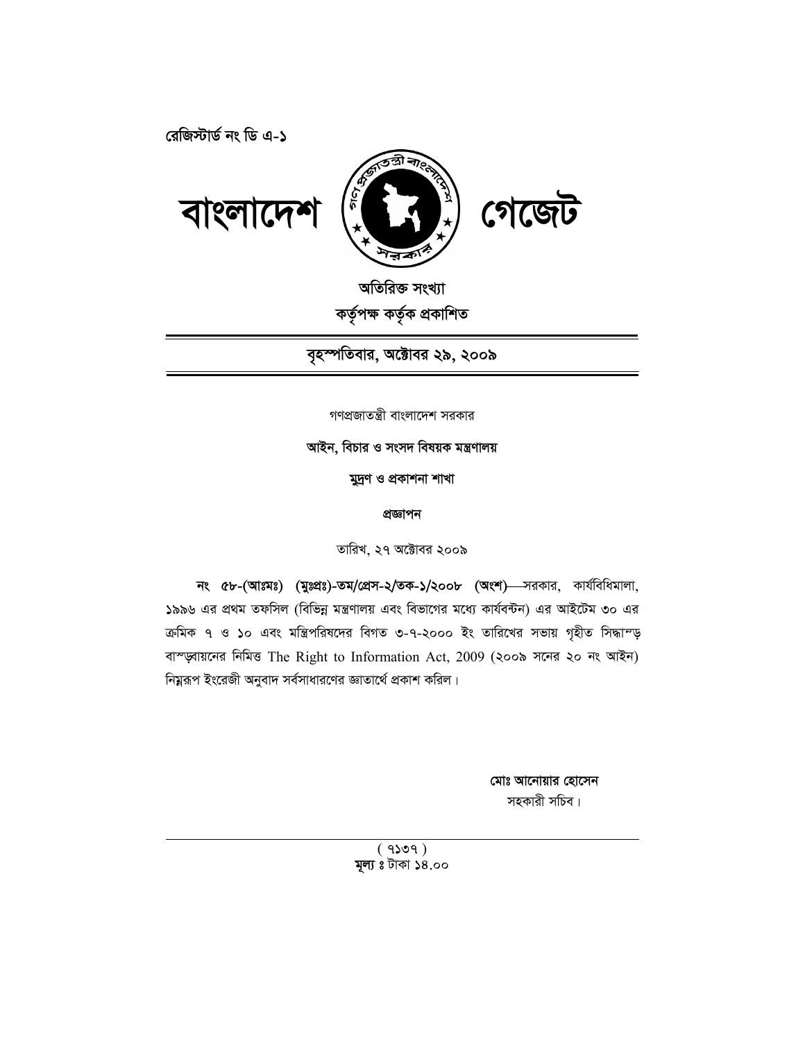রেজিস্টার্ড নং ডি এ-১

# বাংলাদেশ গেজেট

**অতিরিক্ত সংখ্যা**

**কর্তৃপক্ষ কর্তৃক প্রকাশিত**

**বৃহস্পতিবার, অক্টোবর ২৯, ২০০৯**

গণপ্রজাতন্ত্রী বাংলাদেশ সরকার

**আইন, বিচার ও সংসদ বিষয়ক মন্ত্রণালয়**

**মুদ্রণ ও প্রকাশনা শাখা**

**প্রজ্ঞাপন**

তারিখ, ২৭ অক্টোবর ২০০৯

**নং ৫৮-(আঃমঃ) (মুঃপ্রঃ)-তম/প্রেস-২/তক-১/২০০৮ (অংশ)**—সরকার, কার্যবিধিমালা, ১৯৯৬ এর প্রথম তফসিল (বিভিন্ন মন্ত্রণালয় এবং বিভাগের মধ্যে কার্যবন্টন) এর আইটেম ৩০ এর ক্রমিক ৭ ও ১০ এবং মন্ত্রিপরিষদের বিগত ৩-৭-২০০০ ইং তারিখের সভায় গৃহীত সিদ্ধান্ত বাস্তবায়নের নিমিত্ত The Right to Information Act, 2009 (২০০৯ সনের ২০ নং আইন) নিম্নরূপ ইংরেজী অনুবাদ সর্বসাধারণের জ্ঞাতার্থে প্রকাশ করিল।

**মোঃ আনোয়ার হোসেন**
সহকারী সচিব।

( ৭১৩৭ )
**মূল্য ঃ** টাকা ১৪.০০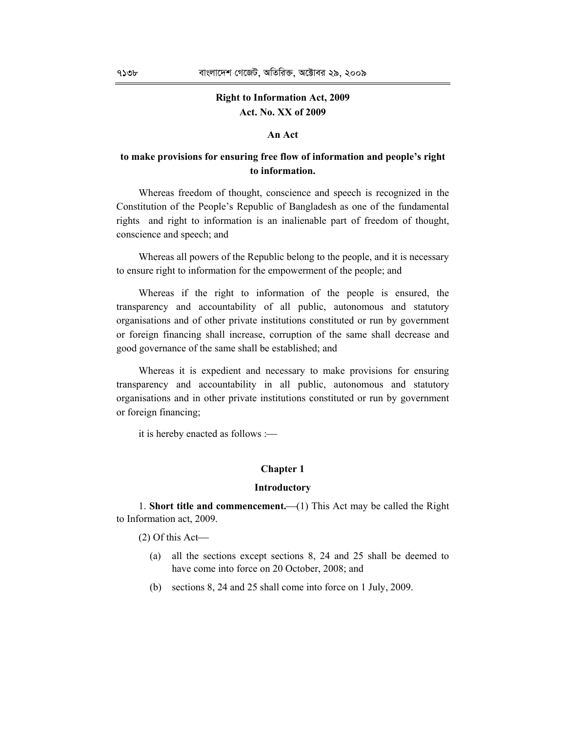# Right to Information Act, 2009

## Act. No. XX of 2009

### An Act

### to make provisions for ensuring free flow of information and people's right to information.

Whereas freedom of thought, conscience and speech is recognized in the Constitution of the People's Republic of Bangladesh as one of the fundamental rights and right to information is an inalienable part of freedom of thought, conscience and speech; and

Whereas all powers of the Republic belong to the people, and it is necessary to ensure right to information for the empowerment of the people; and

Whereas if the right to information of the people is ensured, the transparency and accountability of all public, autonomous and statutory organisations and of other private institutions constituted or run by government or foreign financing shall increase, corruption of the same shall decrease and good governance of the same shall be established; and

Whereas it is expedient and necessary to make provisions for ensuring transparency and accountability in all public, autonomous and statutory organisations and in other private institutions constituted or run by government or foreign financing;

it is hereby enacted as follows :—

## Chapter 1

### Introductory

1. **Short title and commencement.**—(1) This Act may be called the Right to Information act, 2009.

(2) Of this Act—

(a) all the sections except sections 8, 24 and 25 shall be deemed to have come into force on 20 October, 2008; and

(b) sections 8, 24 and 25 shall come into force on 1 July, 2009.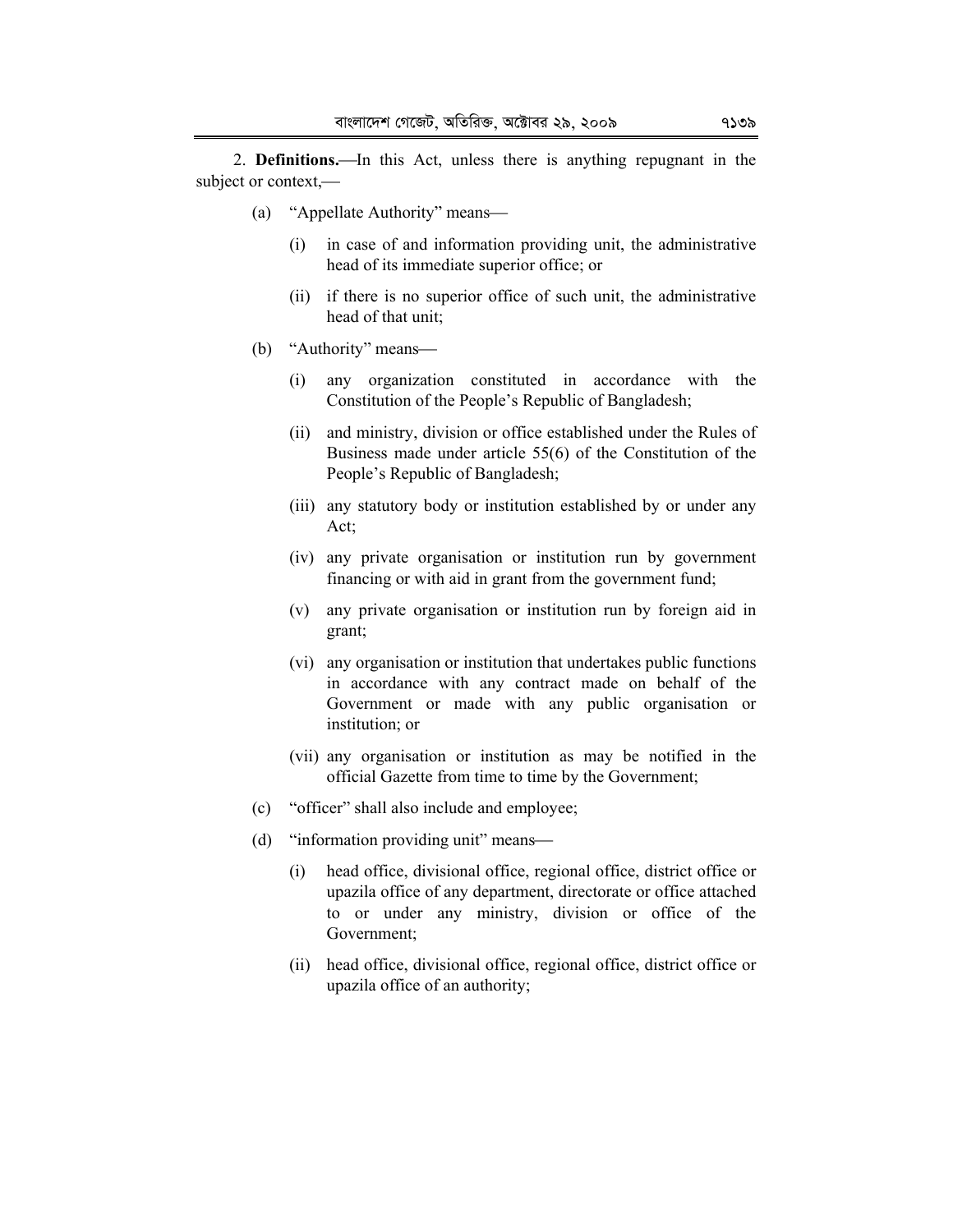2. **Definitions.**—In this Act, unless there is anything repugnant in the subject or context,—

(a) "Appellate Authority" means—

(i) in case of and information providing unit, the administrative head of its immediate superior office; or

(ii) if there is no superior office of such unit, the administrative head of that unit;

(b) "Authority" means—

(i) any organization constituted in accordance with the Constitution of the People's Republic of Bangladesh;

(ii) and ministry, division or office established under the Rules of Business made under article 55(6) of the Constitution of the People's Republic of Bangladesh;

(iii) any statutory body or institution established by or under any Act;

(iv) any private organisation or institution run by government financing or with aid in grant from the government fund;

(v) any private organisation or institution run by foreign aid in grant;

(vi) any organisation or institution that undertakes public functions in accordance with any contract made on behalf of the Government or made with any public organisation or institution; or

(vii) any organisation or institution as may be notified in the official Gazette from time to time by the Government;

(c) "officer" shall also include and employee;

(d) "information providing unit" means—

(i) head office, divisional office, regional office, district office or upazila office of any department, directorate or office attached to or under any ministry, division or office of the Government;

(ii) head office, divisional office, regional office, district office or upazila office of an authority;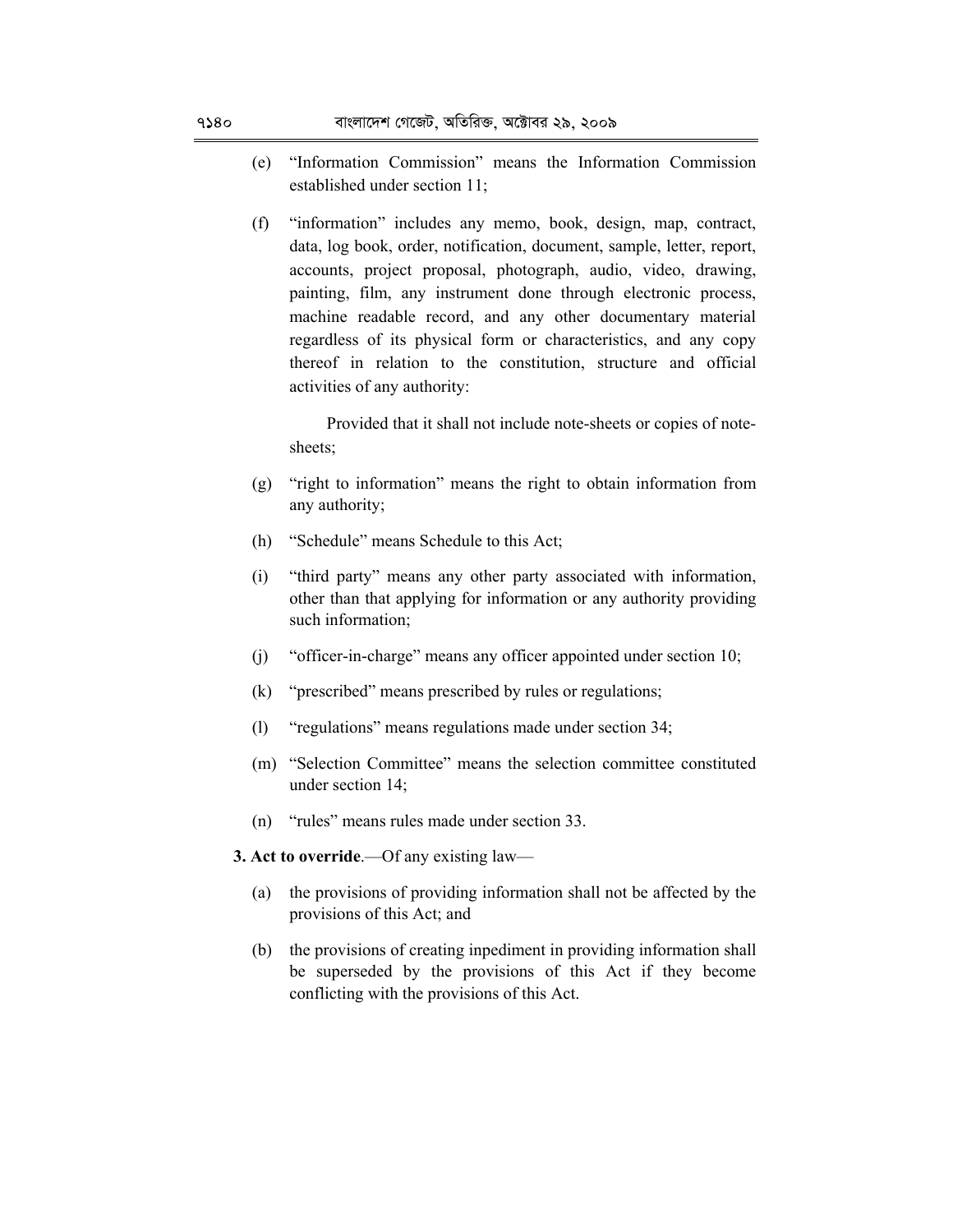(e) "Information Commission" means the Information Commission established under section 11;

(f) "information" includes any memo, book, design, map, contract, data, log book, order, notification, document, sample, letter, report, accounts, project proposal, photograph, audio, video, drawing, painting, film, any instrument done through electronic process, machine readable record, and any other documentary material regardless of its physical form or characteristics, and any copy thereof in relation to the constitution, structure and official activities of any authority:

Provided that it shall not include note-sheets or copies of note-sheets;

(g) "right to information" means the right to obtain information from any authority;

(h) "Schedule" means Schedule to this Act;

(i) "third party" means any other party associated with information, other than that applying for information or any authority providing such information;

(j) "officer-in-charge" means any officer appointed under section 10;

(k) "prescribed" means prescribed by rules or regulations;

(l) "regulations" means regulations made under section 34;

(m) "Selection Committee" means the selection committee constituted under section 14;

(n) "rules" means rules made under section 33.

**3. Act to override**.—Of any existing law—

(a) the provisions of providing information shall not be affected by the provisions of this Act; and

(b) the provisions of creating inpediment in providing information shall be superseded by the provisions of this Act if they become conflicting with the provisions of this Act.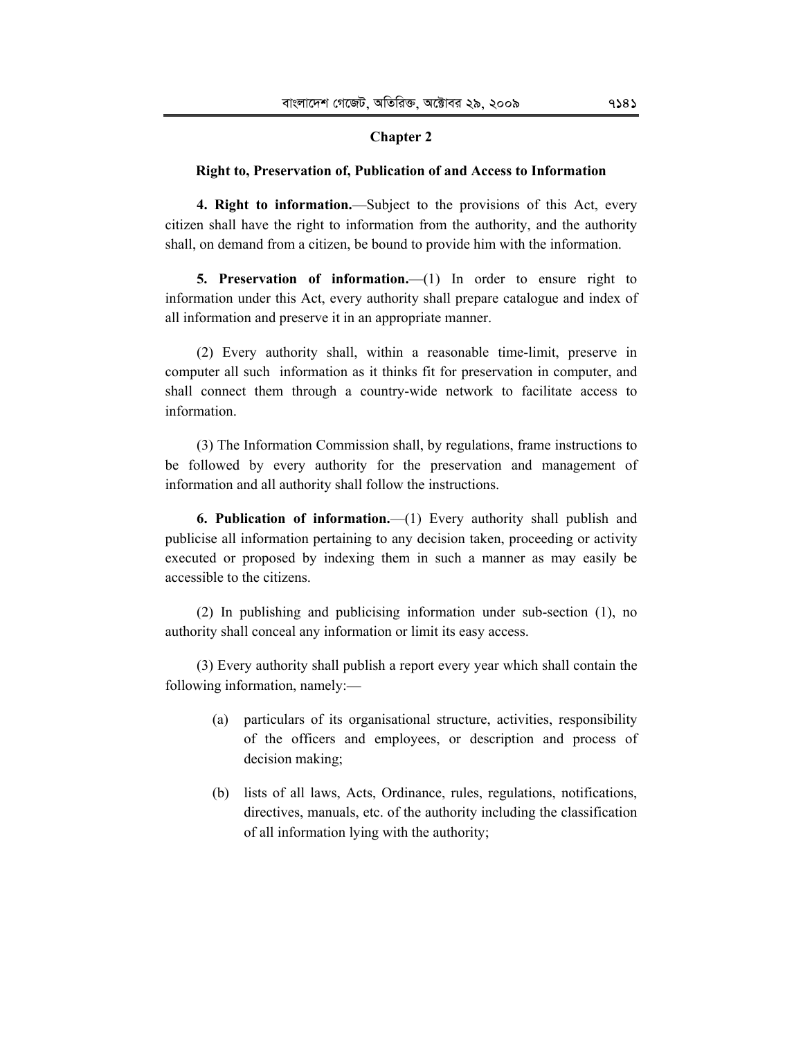## Chapter 2

### Right to, Preservation of, Publication of and Access to Information

**4. Right to information.**—Subject to the provisions of this Act, every citizen shall have the right to information from the authority, and the authority shall, on demand from a citizen, be bound to provide him with the information.

**5. Preservation of information.**—(1) In order to ensure right to information under this Act, every authority shall prepare catalogue and index of all information and preserve it in an appropriate manner.

(2) Every authority shall, within a reasonable time-limit, preserve in computer all such information as it thinks fit for preservation in computer, and shall connect them through a country-wide network to facilitate access to information.

(3) The Information Commission shall, by regulations, frame instructions to be followed by every authority for the preservation and management of information and all authority shall follow the instructions.

**6. Publication of information.**—(1) Every authority shall publish and publicise all information pertaining to any decision taken, proceeding or activity executed or proposed by indexing them in such a manner as may easily be accessible to the citizens.

(2) In publishing and publicising information under sub-section (1), no authority shall conceal any information or limit its easy access.

(3) Every authority shall publish a report every year which shall contain the following information, namely:—

(a) particulars of its organisational structure, activities, responsibility of the officers and employees, or description and process of decision making;

(b) lists of all laws, Acts, Ordinance, rules, regulations, notifications, directives, manuals, etc. of the authority including the classification of all information lying with the authority;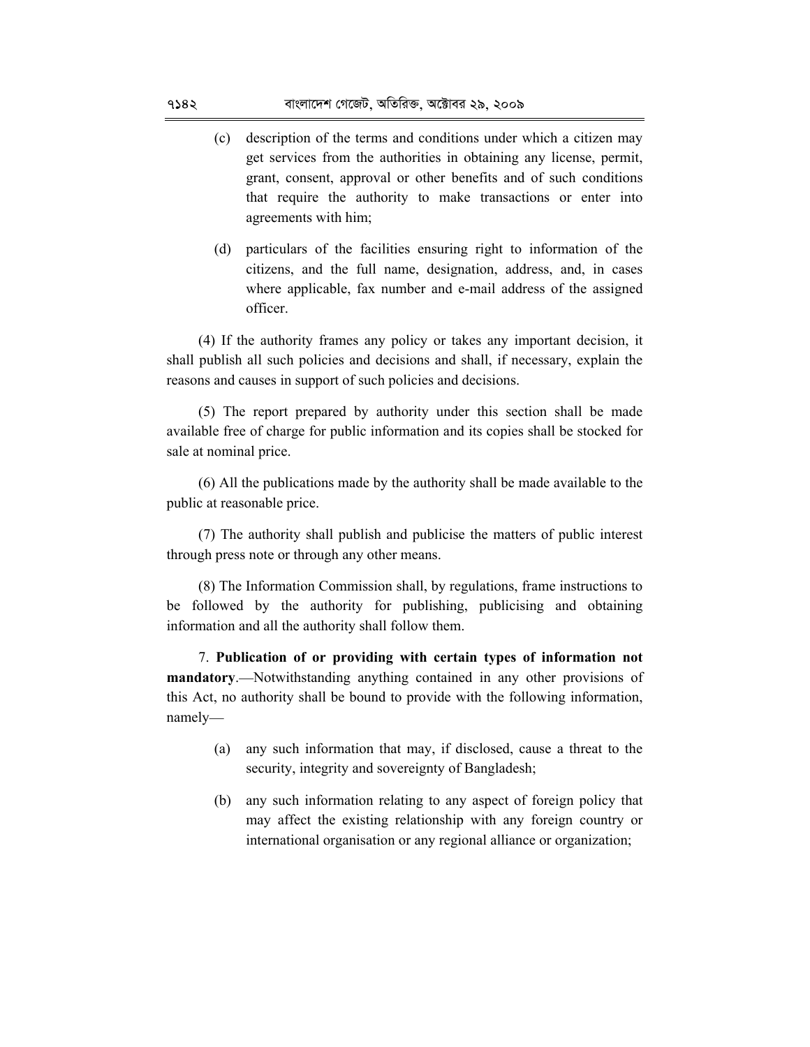(c) description of the terms and conditions under which a citizen may get services from the authorities in obtaining any license, permit, grant, consent, approval or other benefits and of such conditions that require the authority to make transactions or enter into agreements with him;

(d) particulars of the facilities ensuring right to information of the citizens, and the full name, designation, address, and, in cases where applicable, fax number and e-mail address of the assigned officer.

(4) If the authority frames any policy or takes any important decision, it shall publish all such policies and decisions and shall, if necessary, explain the reasons and causes in support of such policies and decisions.

(5) The report prepared by authority under this section shall be made available free of charge for public information and its copies shall be stocked for sale at nominal price.

(6) All the publications made by the authority shall be made available to the public at reasonable price.

(7) The authority shall publish and publicise the matters of public interest through press note or through any other means.

(8) The Information Commission shall, by regulations, frame instructions to be followed by the authority for publishing, publicising and obtaining information and all the authority shall follow them.

7. **Publication of or providing with certain types of information not mandatory**.—Notwithstanding anything contained in any other provisions of this Act, no authority shall be bound to provide with the following information, namely—

(a) any such information that may, if disclosed, cause a threat to the security, integrity and sovereignty of Bangladesh;

(b) any such information relating to any aspect of foreign policy that may affect the existing relationship with any foreign country or international organisation or any regional alliance or organization;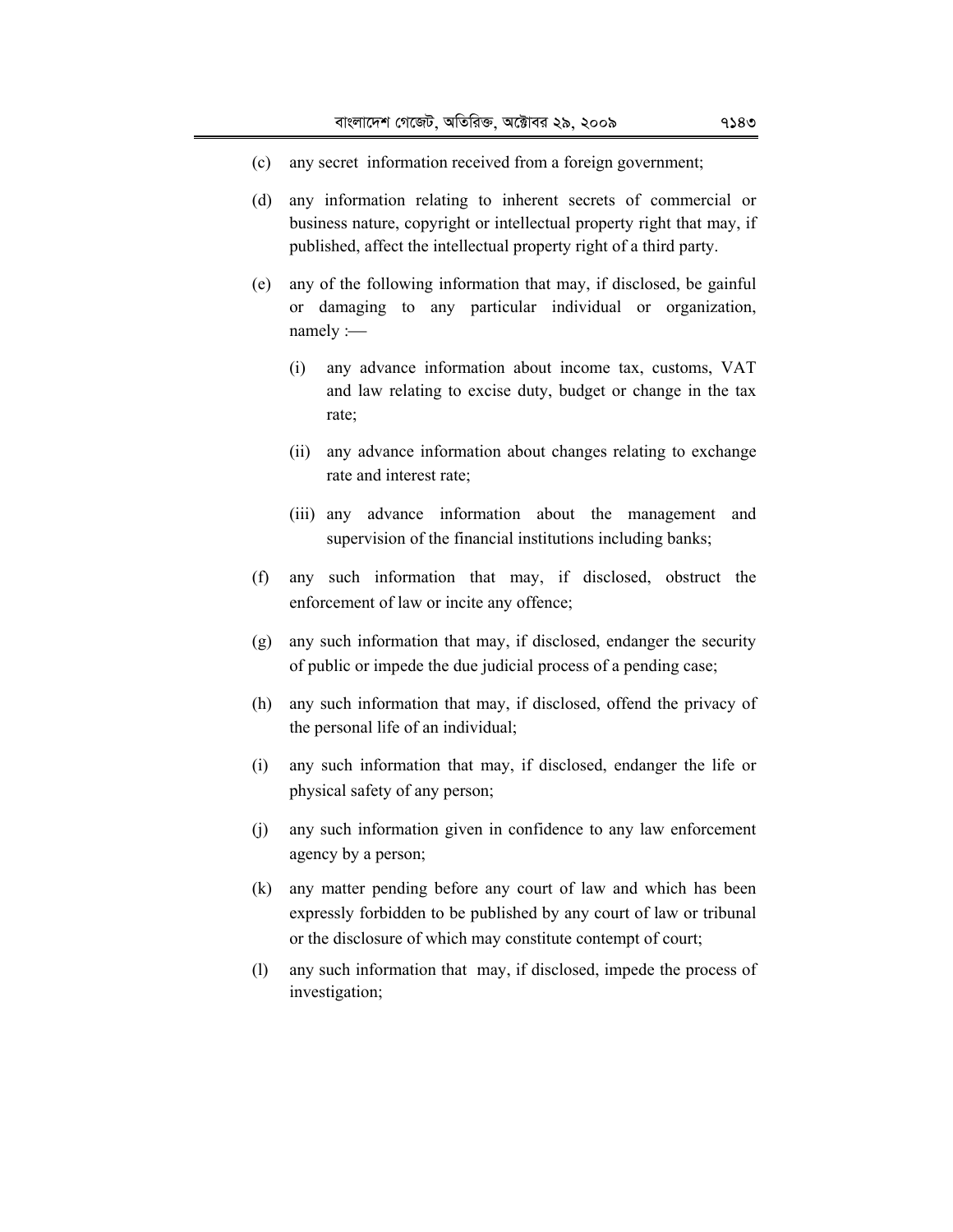(c) any secret information received from a foreign government;

(d) any information relating to inherent secrets of commercial or business nature, copyright or intellectual property right that may, if published, affect the intellectual property right of a third party.

(e) any of the following information that may, if disclosed, be gainful or damaging to any particular individual or organization, namely :—

   (i) any advance information about income tax, customs, VAT and law relating to excise duty, budget or change in the tax rate;

   (ii) any advance information about changes relating to exchange rate and interest rate;

   (iii) any advance information about the management and supervision of the financial institutions including banks;

(f) any such information that may, if disclosed, obstruct the enforcement of law or incite any offence;

(g) any such information that may, if disclosed, endanger the security of public or impede the due judicial process of a pending case;

(h) any such information that may, if disclosed, offend the privacy of the personal life of an individual;

(i) any such information that may, if disclosed, endanger the life or physical safety of any person;

(j) any such information given in confidence to any law enforcement agency by a person;

(k) any matter pending before any court of law and which has been expressly forbidden to be published by any court of law or tribunal or the disclosure of which may constitute contempt of court;

(l) any such information that may, if disclosed, impede the process of investigation;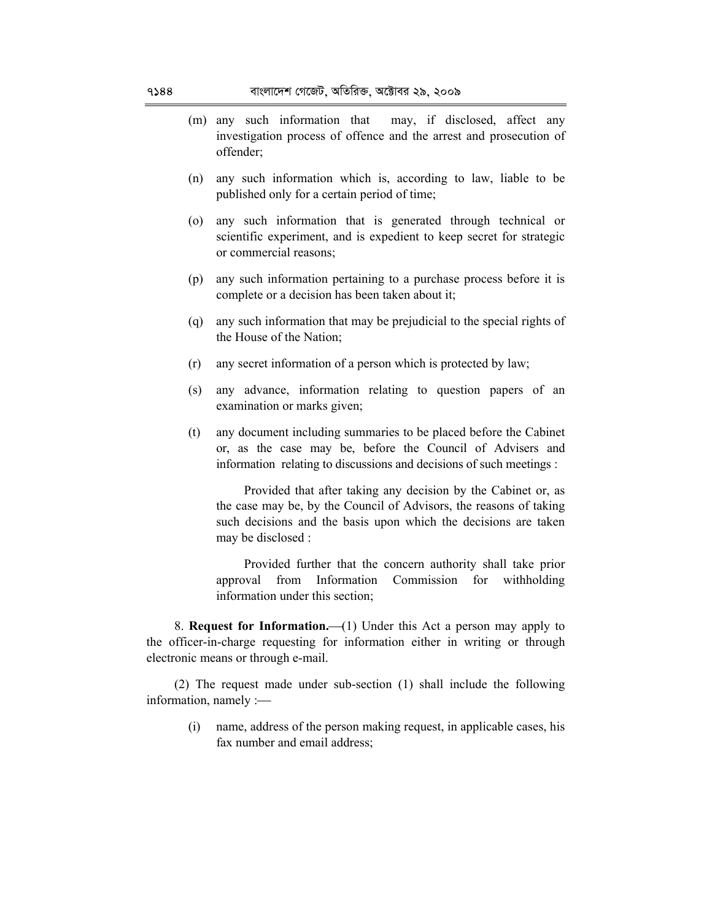(m) any such information that may, if disclosed, affect any investigation process of offence and the arrest and prosecution of offender;

(n) any such information which is, according to law, liable to be published only for a certain period of time;

(o) any such information that is generated through technical or scientific experiment, and is expedient to keep secret for strategic or commercial reasons;

(p) any such information pertaining to a purchase process before it is complete or a decision has been taken about it;

(q) any such information that may be prejudicial to the special rights of the House of the Nation;

(r) any secret information of a person which is protected by law;

(s) any advance, information relating to question papers of an examination or marks given;

(t) any document including summaries to be placed before the Cabinet or, as the case may be, before the Council of Advisers and information relating to discussions and decisions of such meetings :

Provided that after taking any decision by the Cabinet or, as the case may be, by the Council of Advisors, the reasons of taking such decisions and the basis upon which the decisions are taken may be disclosed :

Provided further that the concern authority shall take prior approval from Information Commission for withholding information under this section;

8. **Request for Information.**—(1) Under this Act a person may apply to the officer-in-charge requesting for information either in writing or through electronic means or through e-mail.

(2) The request made under sub-section (1) shall include the following information, namely :—

(i) name, address of the person making request, in applicable cases, his fax number and email address;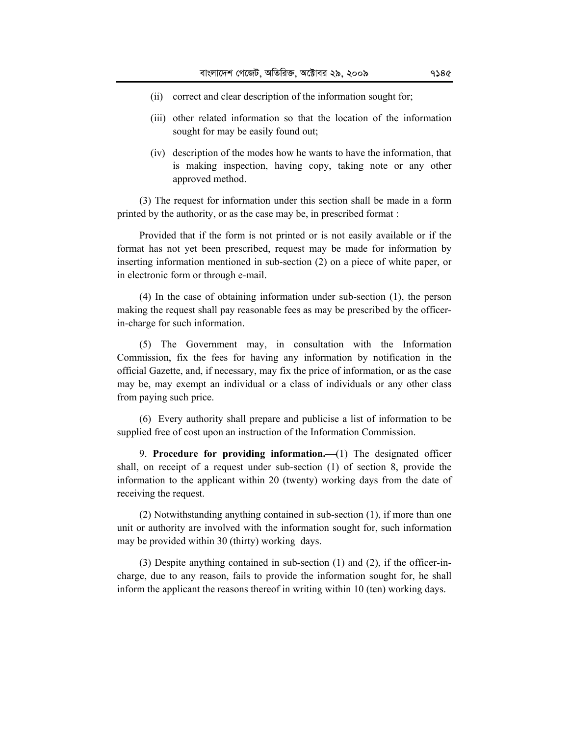(ii) correct and clear description of the information sought for;

(iii) other related information so that the location of the information sought for may be easily found out;

(iv) description of the modes how he wants to have the information, that is making inspection, having copy, taking note or any other approved method.

(3) The request for information under this section shall be made in a form printed by the authority, or as the case may be, in prescribed format :

Provided that if the form is not printed or is not easily available or if the format has not yet been prescribed, request may be made for information by inserting information mentioned in sub-section (2) on a piece of white paper, or in electronic form or through e-mail.

(4) In the case of obtaining information under sub-section (1), the person making the request shall pay reasonable fees as may be prescribed by the officer-in-charge for such information.

(5) The Government may, in consultation with the Information Commission, fix the fees for having any information by notification in the official Gazette, and, if necessary, may fix the price of information, or as the case may be, may exempt an individual or a class of individuals or any other class from paying such price.

(6) Every authority shall prepare and publicise a list of information to be supplied free of cost upon an instruction of the Information Commission.

9. **Procedure for providing information.—**(1) The designated officer shall, on receipt of a request under sub-section (1) of section 8, provide the information to the applicant within 20 (twenty) working days from the date of receiving the request.

(2) Notwithstanding anything contained in sub-section (1), if more than one unit or authority are involved with the information sought for, such information may be provided within 30 (thirty) working days.

(3) Despite anything contained in sub-section (1) and (2), if the officer-in-charge, due to any reason, fails to provide the information sought for, he shall inform the applicant the reasons thereof in writing within 10 (ten) working days.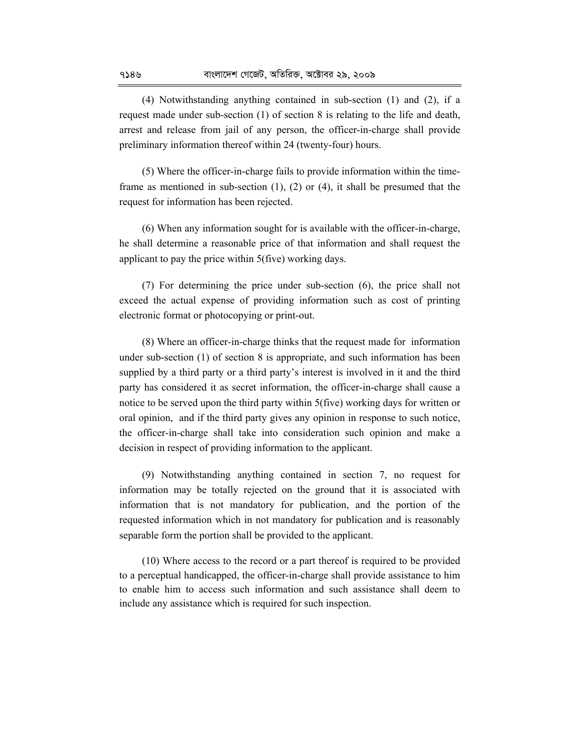(4) Notwithstanding anything contained in sub-section (1) and (2), if a request made under sub-section (1) of section 8 is relating to the life and death, arrest and release from jail of any person, the officer-in-charge shall provide preliminary information thereof within 24 (twenty-four) hours.

(5) Where the officer-in-charge fails to provide information within the time-frame as mentioned in sub-section (1), (2) or (4), it shall be presumed that the request for information has been rejected.

(6) When any information sought for is available with the officer-in-charge, he shall determine a reasonable price of that information and shall request the applicant to pay the price within 5(five) working days.

(7) For determining the price under sub-section (6), the price shall not exceed the actual expense of providing information such as cost of printing electronic format or photocopying or print-out.

(8) Where an officer-in-charge thinks that the request made for information under sub-section (1) of section 8 is appropriate, and such information has been supplied by a third party or a third party's interest is involved in it and the third party has considered it as secret information, the officer-in-charge shall cause a notice to be served upon the third party within 5(five) working days for written or oral opinion, and if the third party gives any opinion in response to such notice, the officer-in-charge shall take into consideration such opinion and make a decision in respect of providing information to the applicant.

(9) Notwithstanding anything contained in section 7, no request for information may be totally rejected on the ground that it is associated with information that is not mandatory for publication, and the portion of the requested information which in not mandatory for publication and is reasonably separable form the portion shall be provided to the applicant.

(10) Where access to the record or a part thereof is required to be provided to a perceptual handicapped, the officer-in-charge shall provide assistance to him to enable him to access such information and such assistance shall deem to include any assistance which is required for such inspection.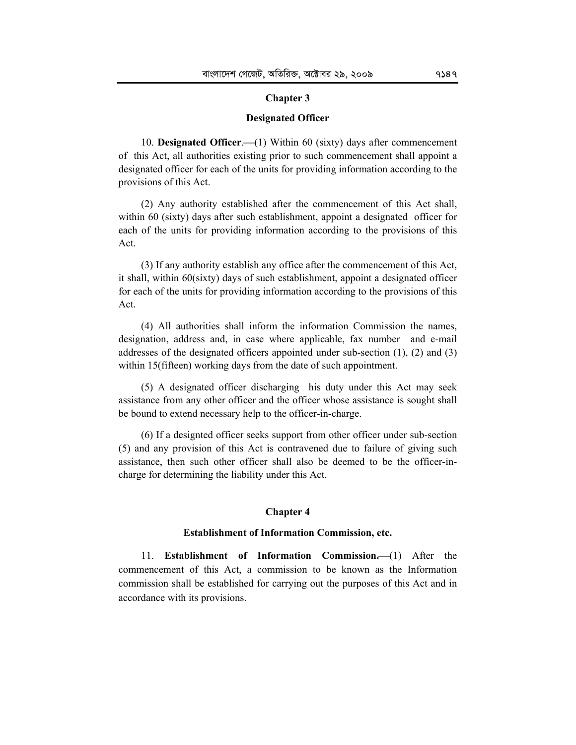## Chapter 3

### Designated Officer

10. **Designated Officer**.—(1) Within 60 (sixty) days after commencement of this Act, all authorities existing prior to such commencement shall appoint a designated officer for each of the units for providing information according to the provisions of this Act.

(2) Any authority established after the commencement of this Act shall, within 60 (sixty) days after such establishment, appoint a designated officer for each of the units for providing information according to the provisions of this Act.

(3) If any authority establish any office after the commencement of this Act, it shall, within 60(sixty) days of such establishment, appoint a designated officer for each of the units for providing information according to the provisions of this Act.

(4) All authorities shall inform the information Commission the names, designation, address and, in case where applicable, fax number and e-mail addresses of the designated officers appointed under sub-section (1), (2) and (3) within 15(fifteen) working days from the date of such appointment.

(5) A designated officer discharging his duty under this Act may seek assistance from any other officer and the officer whose assistance is sought shall be bound to extend necessary help to the officer-in-charge.

(6) If a designted officer seeks support from other officer under sub-section (5) and any provision of this Act is contravened due to failure of giving such assistance, then such other officer shall also be deemed to be the officer-in-charge for determining the liability under this Act.

## Chapter 4

### Establishment of Information Commission, etc.

11. **Establishment of Information Commission.**—(1) After the commencement of this Act, a commission to be known as the Information commission shall be established for carrying out the purposes of this Act and in accordance with its provisions.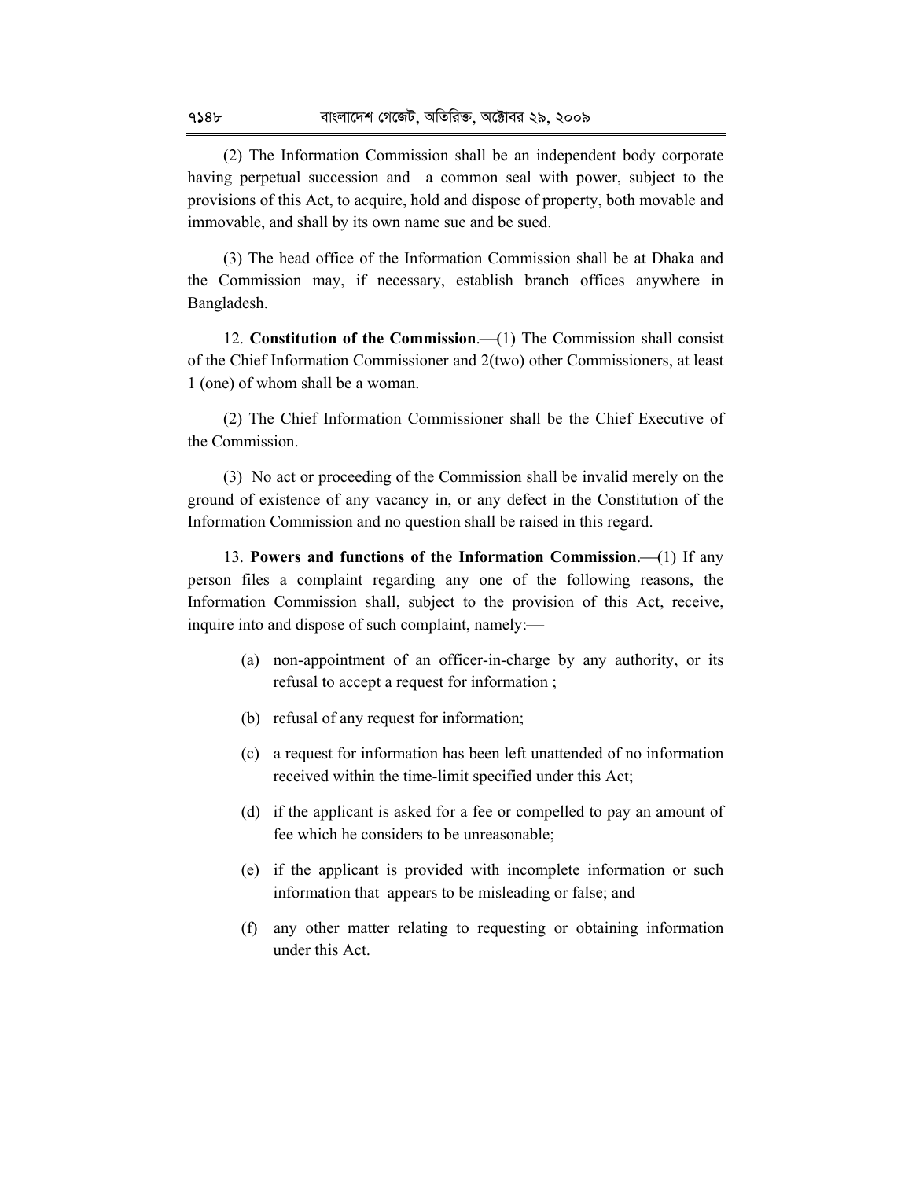(2) The Information Commission shall be an independent body corporate having perpetual succession and a common seal with power, subject to the provisions of this Act, to acquire, hold and dispose of property, both movable and immovable, and shall by its own name sue and be sued.

(3) The head office of the Information Commission shall be at Dhaka and the Commission may, if necessary, establish branch offices anywhere in Bangladesh.

12. **Constitution of the Commission**.—(1) The Commission shall consist of the Chief Information Commissioner and 2(two) other Commissioners, at least 1 (one) of whom shall be a woman.

(2) The Chief Information Commissioner shall be the Chief Executive of the Commission.

(3) No act or proceeding of the Commission shall be invalid merely on the ground of existence of any vacancy in, or any defect in the Constitution of the Information Commission and no question shall be raised in this regard.

13. **Powers and functions of the Information Commission**.—(1) If any person files a complaint regarding any one of the following reasons, the Information Commission shall, subject to the provision of this Act, receive, inquire into and dispose of such complaint, namely:—

(a) non-appointment of an officer-in-charge by any authority, or its refusal to accept a request for information ;

(b) refusal of any request for information;

(c) a request for information has been left unattended of no information received within the time-limit specified under this Act;

(d) if the applicant is asked for a fee or compelled to pay an amount of fee which he considers to be unreasonable;

(e) if the applicant is provided with incomplete information or such information that appears to be misleading or false; and

(f) any other matter relating to requesting or obtaining information under this Act.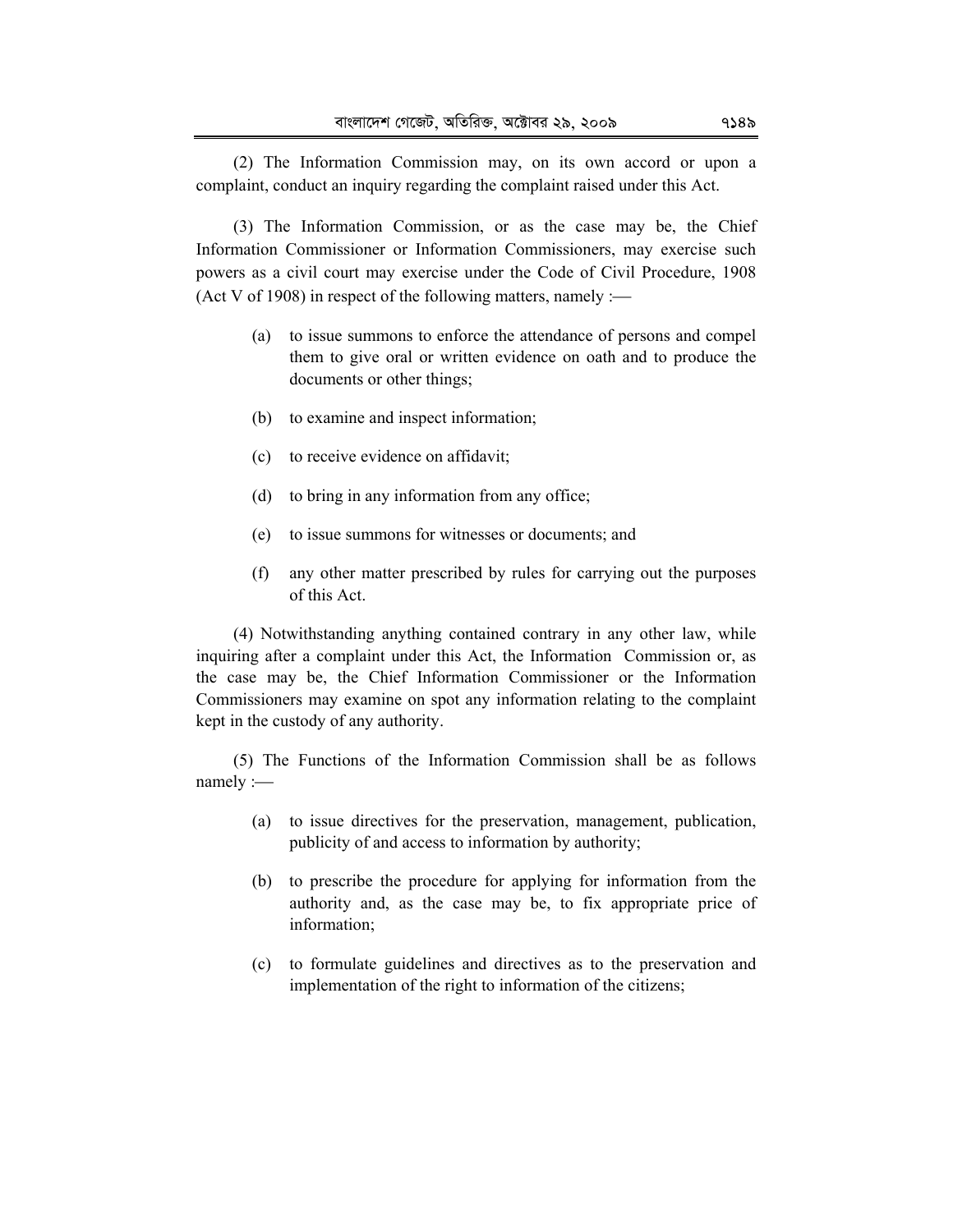(2) The Information Commission may, on its own accord or upon a complaint, conduct an inquiry regarding the complaint raised under this Act.

(3) The Information Commission, or as the case may be, the Chief Information Commissioner or Information Commissioners, may exercise such powers as a civil court may exercise under the Code of Civil Procedure, 1908 (Act V of 1908) in respect of the following matters, namely :—

(a) to issue summons to enforce the attendance of persons and compel them to give oral or written evidence on oath and to produce the documents or other things;

(b) to examine and inspect information;

(c) to receive evidence on affidavit;

(d) to bring in any information from any office;

(e) to issue summons for witnesses or documents; and

(f) any other matter prescribed by rules for carrying out the purposes of this Act.

(4) Notwithstanding anything contained contrary in any other law, while inquiring after a complaint under this Act, the Information Commission or, as the case may be, the Chief Information Commissioner or the Information Commissioners may examine on spot any information relating to the complaint kept in the custody of any authority.

(5) The Functions of the Information Commission shall be as follows namely :—

(a) to issue directives for the preservation, management, publication, publicity of and access to information by authority;

(b) to prescribe the procedure for applying for information from the authority and, as the case may be, to fix appropriate price of information;

(c) to formulate guidelines and directives as to the preservation and implementation of the right to information of the citizens;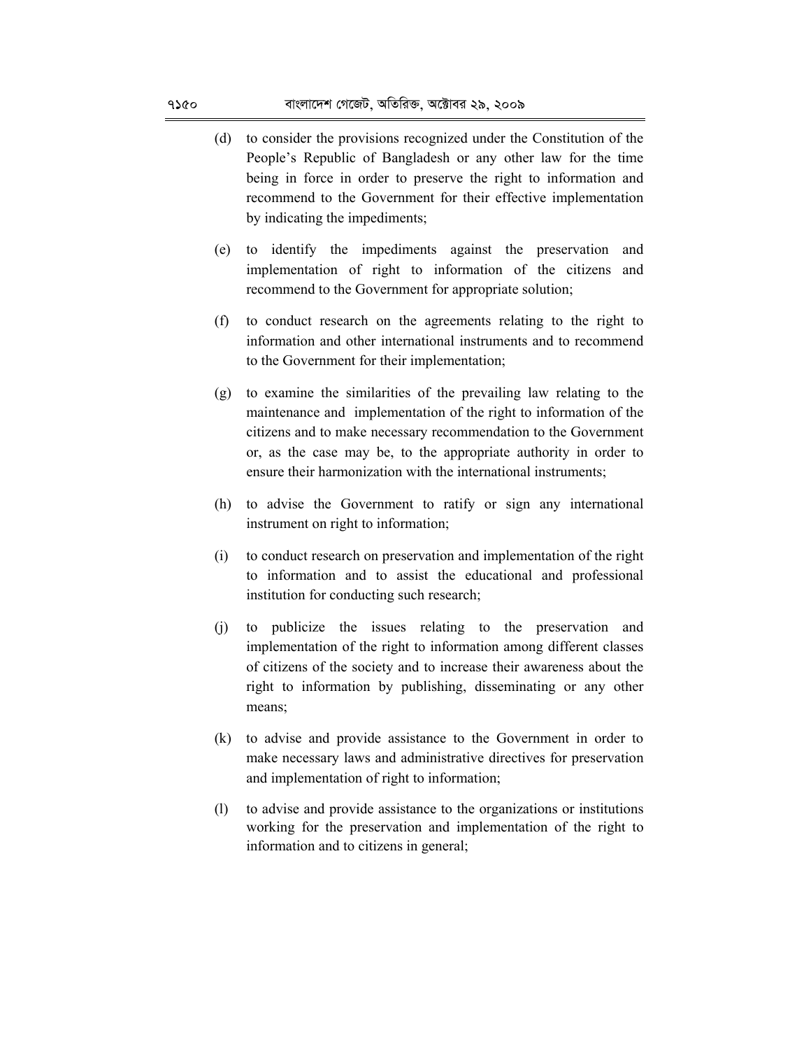(d) to consider the provisions recognized under the Constitution of the People's Republic of Bangladesh or any other law for the time being in force in order to preserve the right to information and recommend to the Government for their effective implementation by indicating the impediments;

(e) to identify the impediments against the preservation and implementation of right to information of the citizens and recommend to the Government for appropriate solution;

(f) to conduct research on the agreements relating to the right to information and other international instruments and to recommend to the Government for their implementation;

(g) to examine the similarities of the prevailing law relating to the maintenance and implementation of the right to information of the citizens and to make necessary recommendation to the Government or, as the case may be, to the appropriate authority in order to ensure their harmonization with the international instruments;

(h) to advise the Government to ratify or sign any international instrument on right to information;

(i) to conduct research on preservation and implementation of the right to information and to assist the educational and professional institution for conducting such research;

(j) to publicize the issues relating to the preservation and implementation of the right to information among different classes of citizens of the society and to increase their awareness about the right to information by publishing, disseminating or any other means;

(k) to advise and provide assistance to the Government in order to make necessary laws and administrative directives for preservation and implementation of right to information;

(l) to advise and provide assistance to the organizations or institutions working for the preservation and implementation of the right to information and to citizens in general;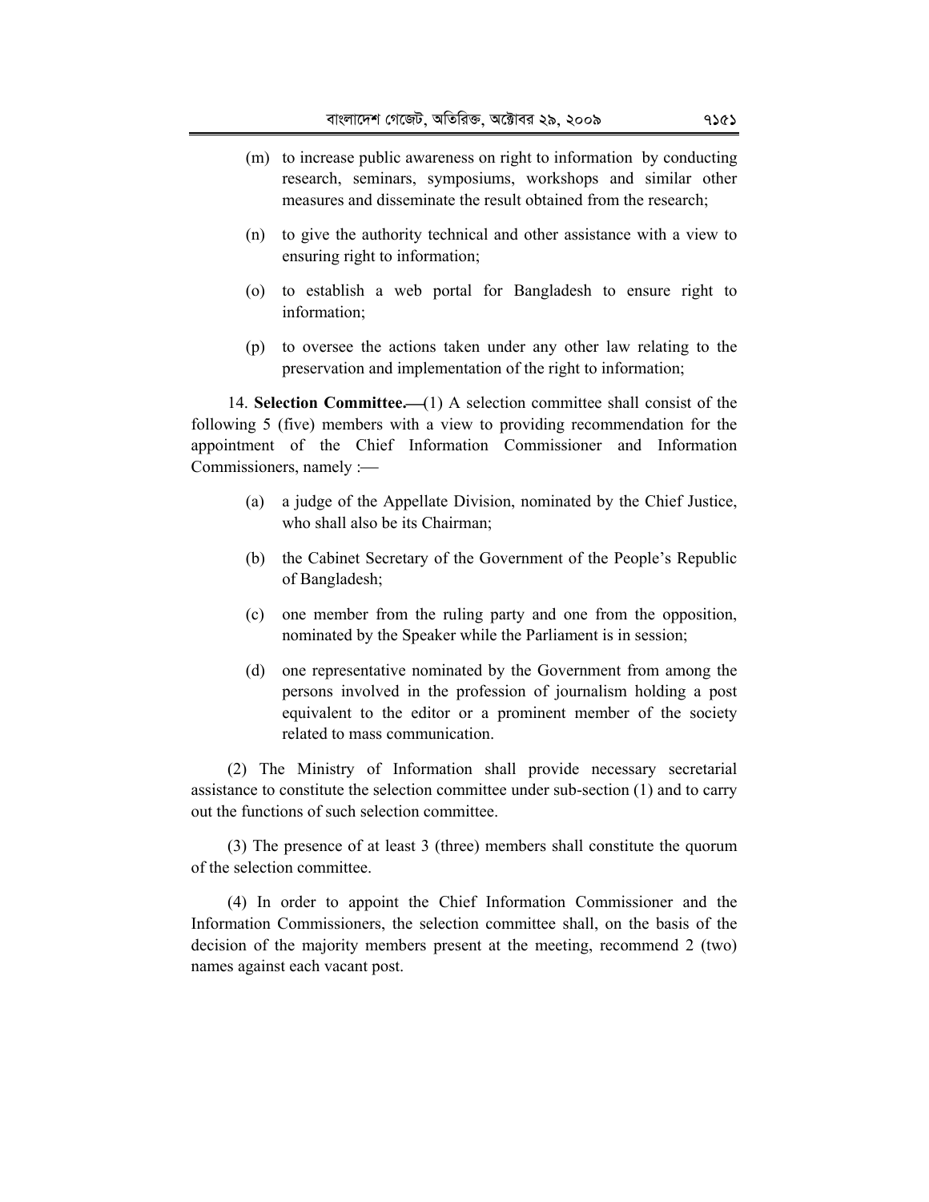(m) to increase public awareness on right to information by conducting research, seminars, symposiums, workshops and similar other measures and disseminate the result obtained from the research;

(n) to give the authority technical and other assistance with a view to ensuring right to information;

(o) to establish a web portal for Bangladesh to ensure right to information;

(p) to oversee the actions taken under any other law relating to the preservation and implementation of the right to information;

14. **Selection Committee.—**(1) A selection committee shall consist of the following 5 (five) members with a view to providing recommendation for the appointment of the Chief Information Commissioner and Information Commissioners, namely :—

(a) a judge of the Appellate Division, nominated by the Chief Justice, who shall also be its Chairman;

(b) the Cabinet Secretary of the Government of the People's Republic of Bangladesh;

(c) one member from the ruling party and one from the opposition, nominated by the Speaker while the Parliament is in session;

(d) one representative nominated by the Government from among the persons involved in the profession of journalism holding a post equivalent to the editor or a prominent member of the society related to mass communication.

(2) The Ministry of Information shall provide necessary secretarial assistance to constitute the selection committee under sub-section (1) and to carry out the functions of such selection committee.

(3) The presence of at least 3 (three) members shall constitute the quorum of the selection committee.

(4) In order to appoint the Chief Information Commissioner and the Information Commissioners, the selection committee shall, on the basis of the decision of the majority members present at the meeting, recommend 2 (two) names against each vacant post.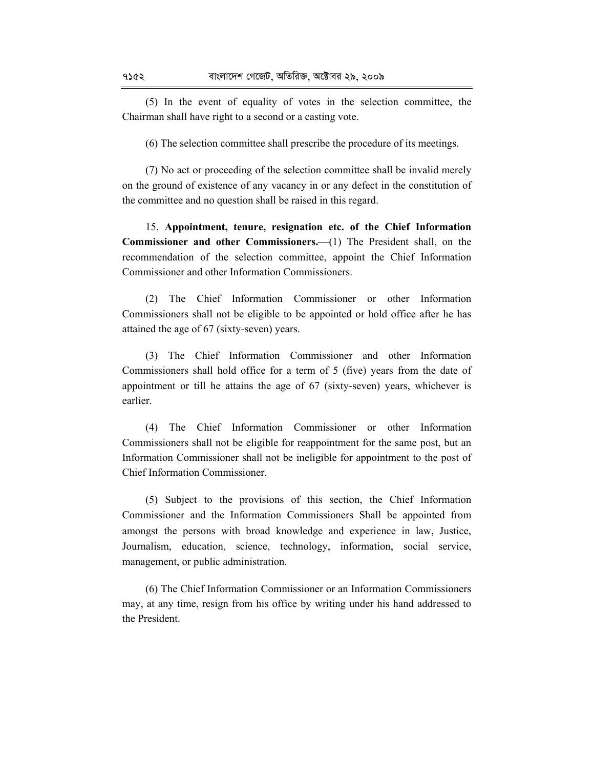(5) In the event of equality of votes in the selection committee, the Chairman shall have right to a second or a casting vote.

(6) The selection committee shall prescribe the procedure of its meetings.

(7) No act or proceeding of the selection committee shall be invalid merely on the ground of existence of any vacancy in or any defect in the constitution of the committee and no question shall be raised in this regard.

15. **Appointment, tenure, resignation etc. of the Chief Information Commissioner and other Commissioners.**—(1) The President shall, on the recommendation of the selection committee, appoint the Chief Information Commissioner and other Information Commissioners.

(2) The Chief Information Commissioner or other Information Commissioners shall not be eligible to be appointed or hold office after he has attained the age of 67 (sixty-seven) years.

(3) The Chief Information Commissioner and other Information Commissioners shall hold office for a term of 5 (five) years from the date of appointment or till he attains the age of 67 (sixty-seven) years, whichever is earlier.

(4) The Chief Information Commissioner or other Information Commissioners shall not be eligible for reappointment for the same post, but an Information Commissioner shall not be ineligible for appointment to the post of Chief Information Commissioner.

(5) Subject to the provisions of this section, the Chief Information Commissioner and the Information Commissioners Shall be appointed from amongst the persons with broad knowledge and experience in law, Justice, Journalism, education, science, technology, information, social service, management, or public administration.

(6) The Chief Information Commissioner or an Information Commissioners may, at any time, resign from his office by writing under his hand addressed to the President.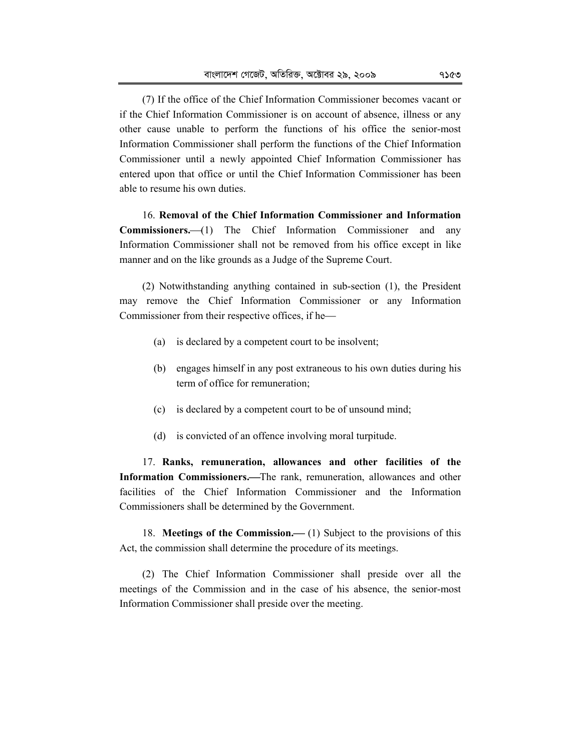(7) If the office of the Chief Information Commissioner becomes vacant or if the Chief Information Commissioner is on account of absence, illness or any other cause unable to perform the functions of his office the senior-most Information Commissioner shall perform the functions of the Chief Information Commissioner until a newly appointed Chief Information Commissioner has entered upon that office or until the Chief Information Commissioner has been able to resume his own duties.

16. **Removal of the Chief Information Commissioner and Information Commissioners.**—(1) The Chief Information Commissioner and any Information Commissioner shall not be removed from his office except in like manner and on the like grounds as a Judge of the Supreme Court.

(2) Notwithstanding anything contained in sub-section (1), the President may remove the Chief Information Commissioner or any Information Commissioner from their respective offices, if he—

(a) is declared by a competent court to be insolvent;

(b) engages himself in any post extraneous to his own duties during his term of office for remuneration;

(c) is declared by a competent court to be of unsound mind;

(d) is convicted of an offence involving moral turpitude.

17. **Ranks, remuneration, allowances and other facilities of the Information Commissioners.**—The rank, remuneration, allowances and other facilities of the Chief Information Commissioner and the Information Commissioners shall be determined by the Government.

18. **Meetings of the Commission.**— (1) Subject to the provisions of this Act, the commission shall determine the procedure of its meetings.

(2) The Chief Information Commissioner shall preside over all the meetings of the Commission and in the case of his absence, the senior-most Information Commissioner shall preside over the meeting.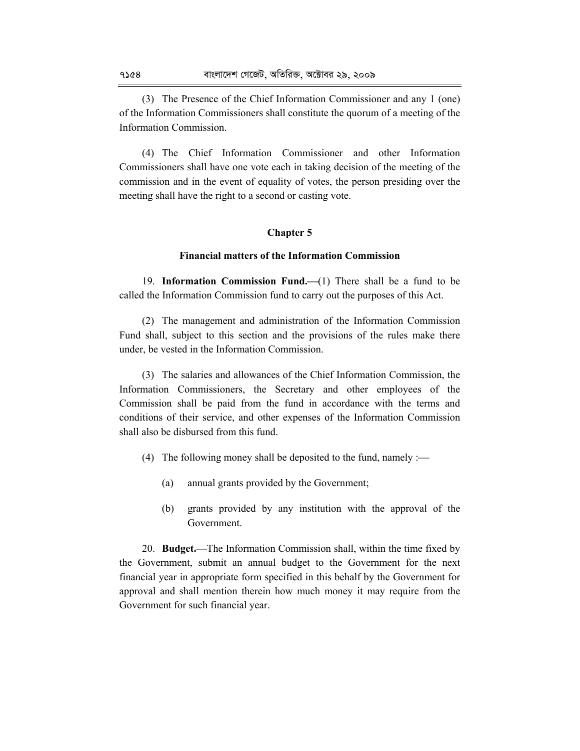(3) The Presence of the Chief Information Commissioner and any 1 (one) of the Information Commissioners shall constitute the quorum of a meeting of the Information Commission.

(4) The Chief Information Commissioner and other Information Commissioners shall have one vote each in taking decision of the meeting of the commission and in the event of equality of votes, the person presiding over the meeting shall have the right to a second or casting vote.

## Chapter 5

### Financial matters of the Information Commission

19. **Information Commission Fund.—**(1) There shall be a fund to be called the Information Commission fund to carry out the purposes of this Act.

(2) The management and administration of the Information Commission Fund shall, subject to this section and the provisions of the rules make there under, be vested in the Information Commission.

(3) The salaries and allowances of the Chief Information Commission, the Information Commissioners, the Secretary and other employees of the Commission shall be paid from the fund in accordance with the terms and conditions of their service, and other expenses of the Information Commission shall also be disbursed from this fund.

(4) The following money shall be deposited to the fund, namely :—

(a) annual grants provided by the Government;

(b) grants provided by any institution with the approval of the Government.

20. **Budget.—**The Information Commission shall, within the time fixed by the Government, submit an annual budget to the Government for the next financial year in appropriate form specified in this behalf by the Government for approval and shall mention therein how much money it may require from the Government for such financial year.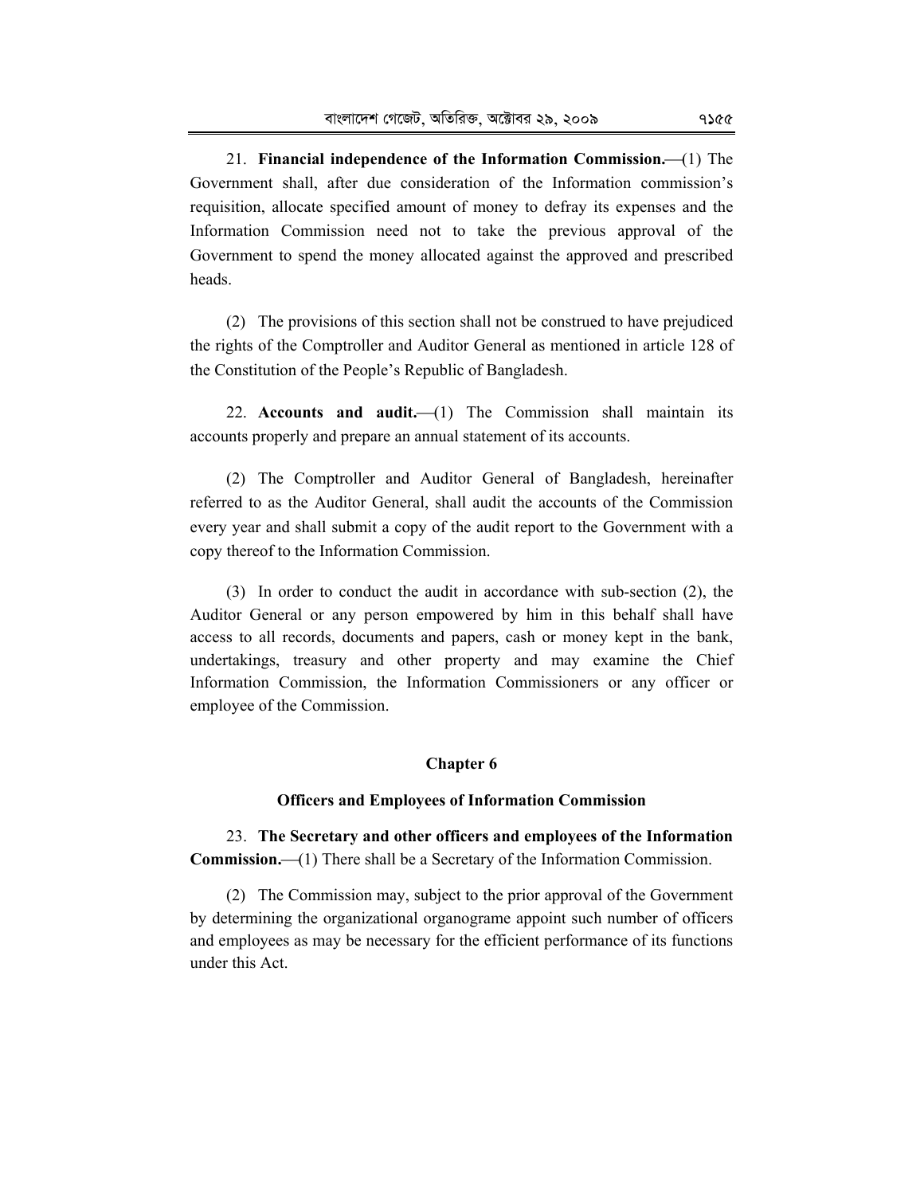21. **Financial independence of the Information Commission.**—(1) The Government shall, after due consideration of the Information commission's requisition, allocate specified amount of money to defray its expenses and the Information Commission need not to take the previous approval of the Government to spend the money allocated against the approved and prescribed heads.

(2) The provisions of this section shall not be construed to have prejudiced the rights of the Comptroller and Auditor General as mentioned in article 128 of the Constitution of the People's Republic of Bangladesh.

22. **Accounts and audit.**—(1) The Commission shall maintain its accounts properly and prepare an annual statement of its accounts.

(2) The Comptroller and Auditor General of Bangladesh, hereinafter referred to as the Auditor General, shall audit the accounts of the Commission every year and shall submit a copy of the audit report to the Government with a copy thereof to the Information Commission.

(3) In order to conduct the audit in accordance with sub-section (2), the Auditor General or any person empowered by him in this behalf shall have access to all records, documents and papers, cash or money kept in the bank, undertakings, treasury and other property and may examine the Chief Information Commission, the Information Commissioners or any officer or employee of the Commission.

## Chapter 6

### Officers and Employees of Information Commission

23. **The Secretary and other officers and employees of the Information Commission.**—(1) There shall be a Secretary of the Information Commission.

(2) The Commission may, subject to the prior approval of the Government by determining the organizational organograme appoint such number of officers and employees as may be necessary for the efficient performance of its functions under this Act.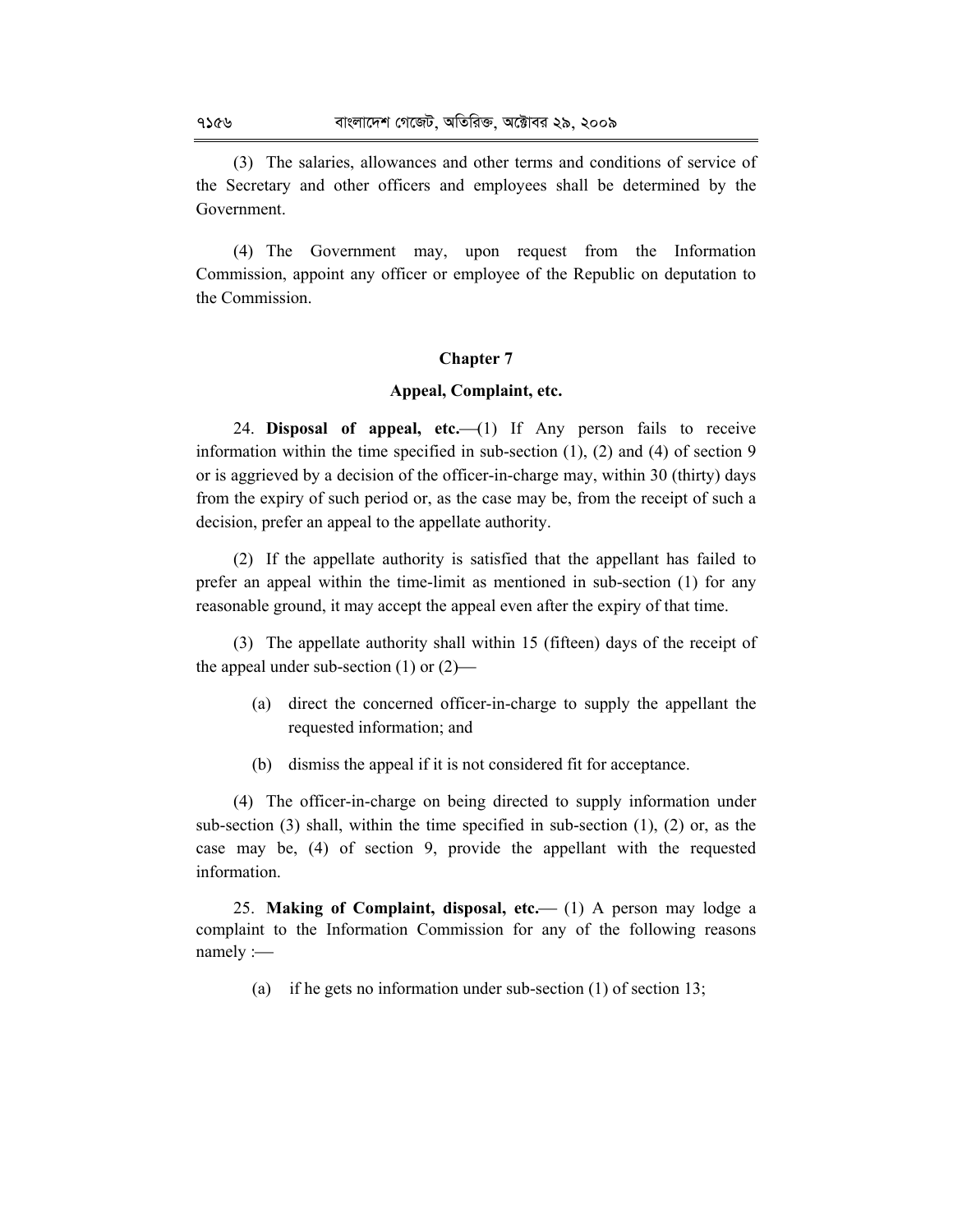(3) The salaries, allowances and other terms and conditions of service of the Secretary and other officers and employees shall be determined by the Government.

(4) The Government may, upon request from the Information Commission, appoint any officer or employee of the Republic on deputation to the Commission.

## Chapter 7

## Appeal, Complaint, etc.

24. **Disposal of appeal, etc.**—(1) If Any person fails to receive information within the time specified in sub-section (1), (2) and (4) of section 9 or is aggrieved by a decision of the officer-in-charge may, within 30 (thirty) days from the expiry of such period or, as the case may be, from the receipt of such a decision, prefer an appeal to the appellate authority.

(2) If the appellate authority is satisfied that the appellant has failed to prefer an appeal within the time-limit as mentioned in sub-section (1) for any reasonable ground, it may accept the appeal even after the expiry of that time.

(3) The appellate authority shall within 15 (fifteen) days of the receipt of the appeal under sub-section (1) or (2)—

(a) direct the concerned officer-in-charge to supply the appellant the requested information; and

(b) dismiss the appeal if it is not considered fit for acceptance.

(4) The officer-in-charge on being directed to supply information under sub-section (3) shall, within the time specified in sub-section (1), (2) or, as the case may be, (4) of section 9, provide the appellant with the requested information.

25. **Making of Complaint, disposal, etc.**— (1) A person may lodge a complaint to the Information Commission for any of the following reasons namely :—

(a) if he gets no information under sub-section (1) of section 13;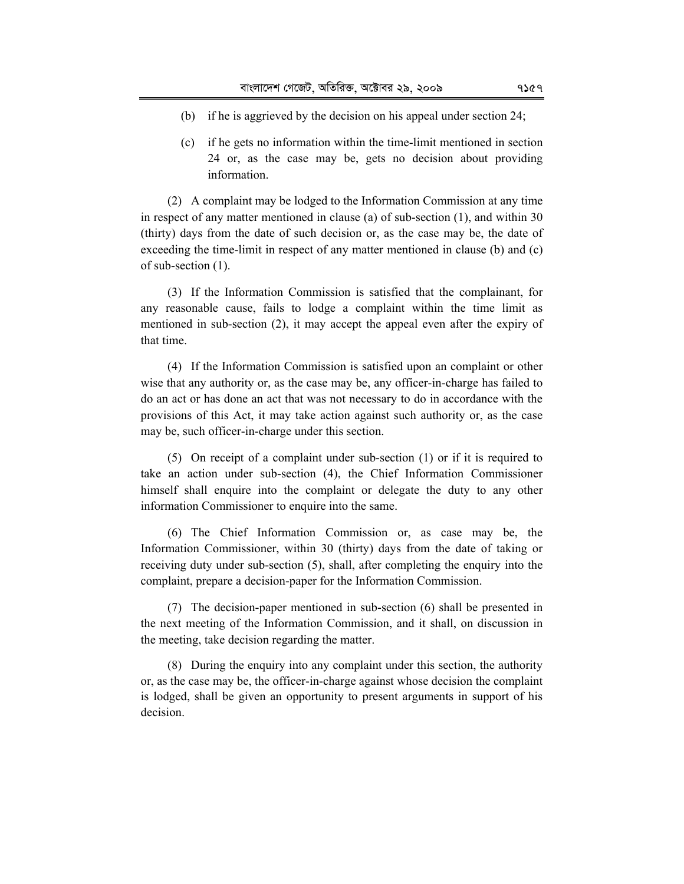(b) if he is aggrieved by the decision on his appeal under section 24;

(c) if he gets no information within the time-limit mentioned in section 24 or, as the case may be, gets no decision about providing information.

(2) A complaint may be lodged to the Information Commission at any time in respect of any matter mentioned in clause (a) of sub-section (1), and within 30 (thirty) days from the date of such decision or, as the case may be, the date of exceeding the time-limit in respect of any matter mentioned in clause (b) and (c) of sub-section (1).

(3) If the Information Commission is satisfied that the complainant, for any reasonable cause, fails to lodge a complaint within the time limit as mentioned in sub-section (2), it may accept the appeal even after the expiry of that time.

(4) If the Information Commission is satisfied upon an complaint or other wise that any authority or, as the case may be, any officer-in-charge has failed to do an act or has done an act that was not necessary to do in accordance with the provisions of this Act, it may take action against such authority or, as the case may be, such officer-in-charge under this section.

(5) On receipt of a complaint under sub-section (1) or if it is required to take an action under sub-section (4), the Chief Information Commissioner himself shall enquire into the complaint or delegate the duty to any other information Commissioner to enquire into the same.

(6) The Chief Information Commission or, as case may be, the Information Commissioner, within 30 (thirty) days from the date of taking or receiving duty under sub-section (5), shall, after completing the enquiry into the complaint, prepare a decision-paper for the Information Commission.

(7) The decision-paper mentioned in sub-section (6) shall be presented in the next meeting of the Information Commission, and it shall, on discussion in the meeting, take decision regarding the matter.

(8) During the enquiry into any complaint under this section, the authority or, as the case may be, the officer-in-charge against whose decision the complaint is lodged, shall be given an opportunity to present arguments in support of his decision.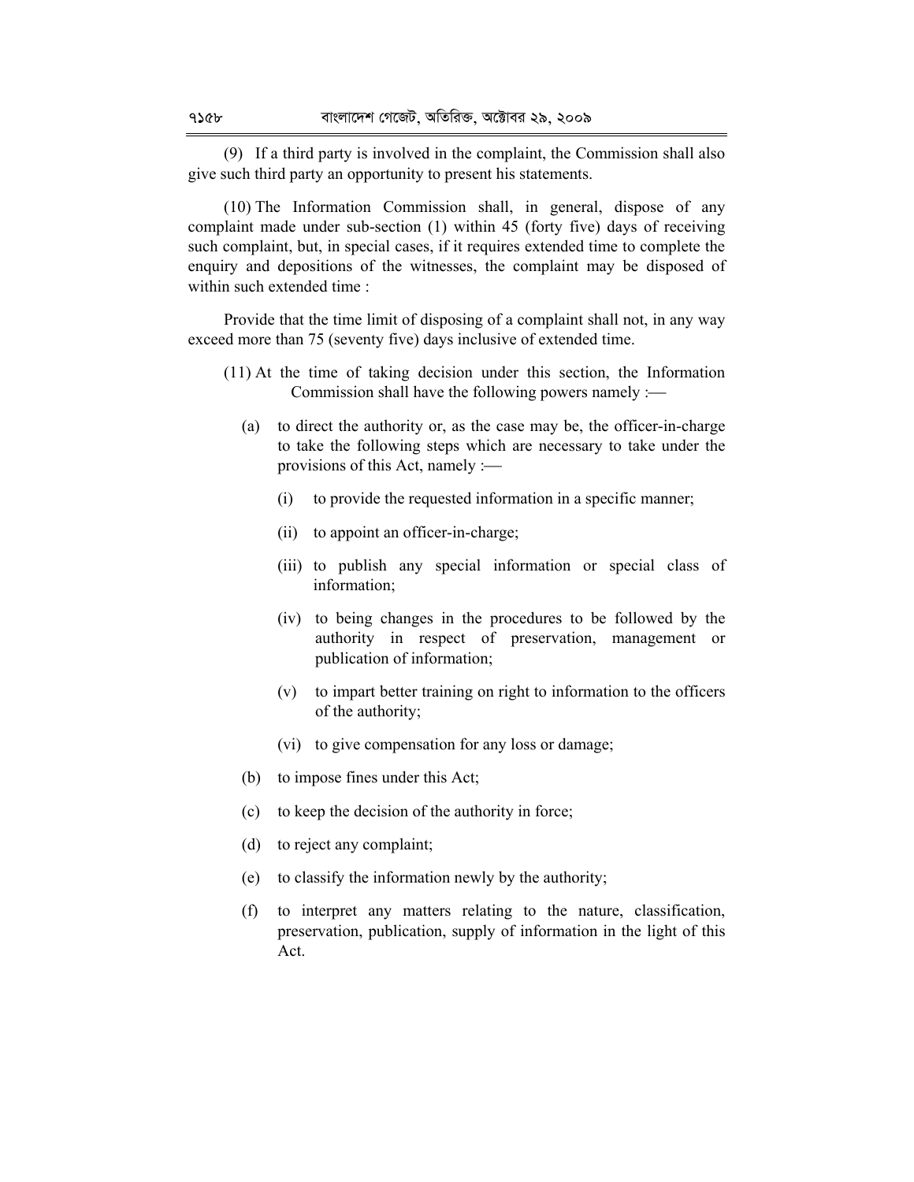(9) If a third party is involved in the complaint, the Commission shall also give such third party an opportunity to present his statements.

(10) The Information Commission shall, in general, dispose of any complaint made under sub-section (1) within 45 (forty five) days of receiving such complaint, but, in special cases, if it requires extended time to complete the enquiry and depositions of the witnesses, the complaint may be disposed of within such extended time :

Provide that the time limit of disposing of a complaint shall not, in any way exceed more than 75 (seventy five) days inclusive of extended time.

(11) At the time of taking decision under this section, the Information Commission shall have the following powers namely :—

(a) to direct the authority or, as the case may be, the officer-in-charge to take the following steps which are necessary to take under the provisions of this Act, namely :—

(i) to provide the requested information in a specific manner;

(ii) to appoint an officer-in-charge;

(iii) to publish any special information or special class of information;

(iv) to being changes in the procedures to be followed by the authority in respect of preservation, management or publication of information;

(v) to impart better training on right to information to the officers of the authority;

(vi) to give compensation for any loss or damage;

(b) to impose fines under this Act;

(c) to keep the decision of the authority in force;

(d) to reject any complaint;

(e) to classify the information newly by the authority;

(f) to interpret any matters relating to the nature, classification, preservation, publication, supply of information in the light of this Act.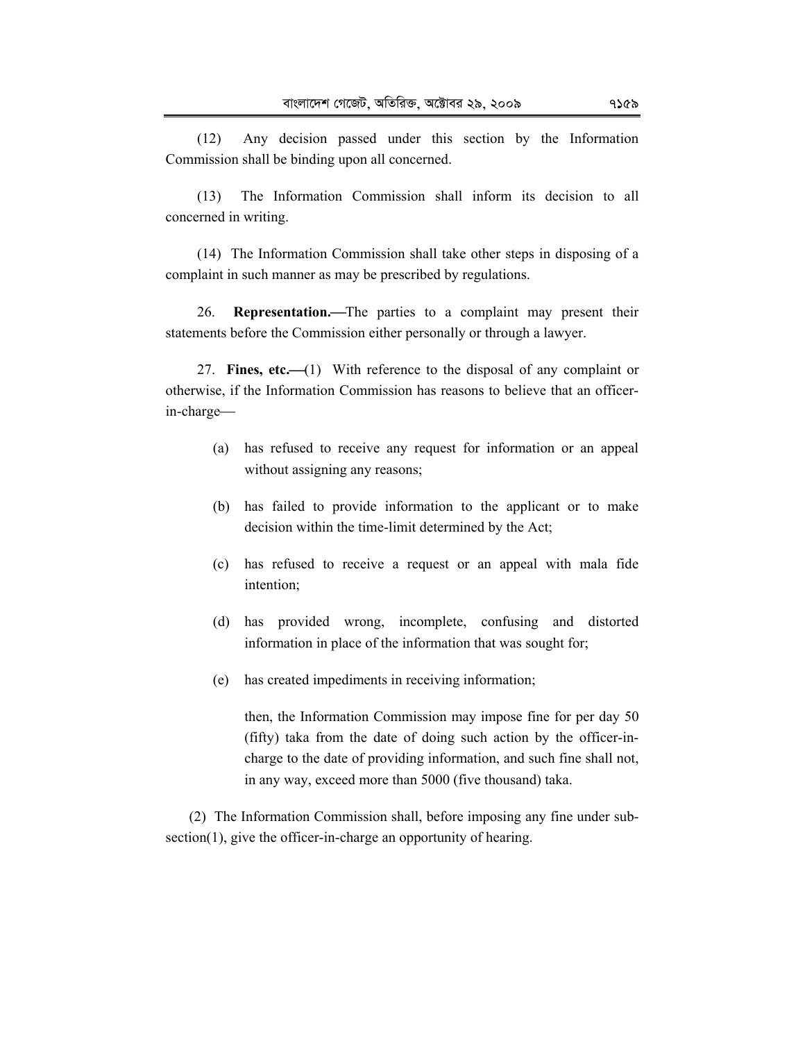(12) Any decision passed under this section by the Information Commission shall be binding upon all concerned.

(13) The Information Commission shall inform its decision to all concerned in writing.

(14) The Information Commission shall take other steps in disposing of a complaint in such manner as may be prescribed by regulations.

26. **Representation.—**The parties to a complaint may present their statements before the Commission either personally or through a lawyer.

27. **Fines, etc.—**(1) With reference to the disposal of any complaint or otherwise, if the Information Commission has reasons to believe that an officer-in-charge—

(a) has refused to receive any request for information or an appeal without assigning any reasons;

(b) has failed to provide information to the applicant or to make decision within the time-limit determined by the Act;

(c) has refused to receive a request or an appeal with mala fide intention;

(d) has provided wrong, incomplete, confusing and distorted information in place of the information that was sought for;

(e) has created impediments in receiving information;

then, the Information Commission may impose fine for per day 50 (fifty) taka from the date of doing such action by the officer-in-charge to the date of providing information, and such fine shall not, in any way, exceed more than 5000 (five thousand) taka.

(2) The Information Commission shall, before imposing any fine under sub-section(1), give the officer-in-charge an opportunity of hearing.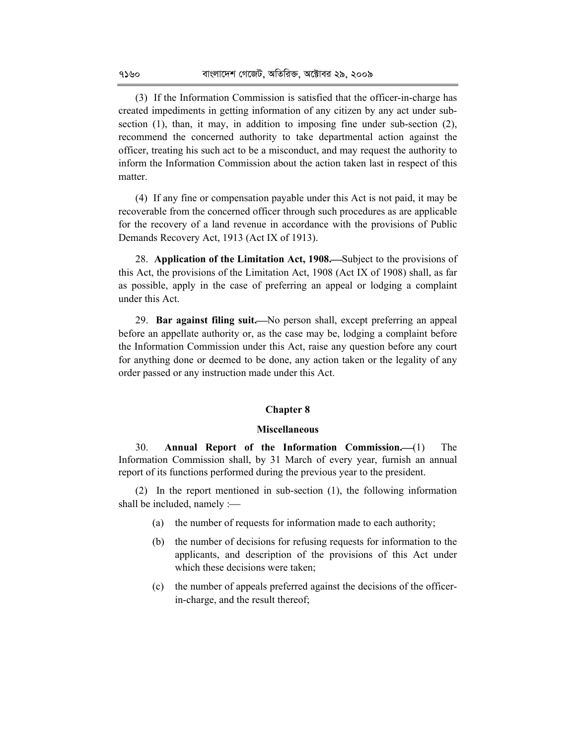(3) If the Information Commission is satisfied that the officer-in-charge has created impediments in getting information of any citizen by any act under sub-section (1), than, it may, in addition to imposing fine under sub-section (2), recommend the concerned authority to take departmental action against the officer, treating his such act to be a misconduct, and may request the authority to inform the Information Commission about the action taken last in respect of this matter.

(4) If any fine or compensation payable under this Act is not paid, it may be recoverable from the concerned officer through such procedures as are applicable for the recovery of a land revenue in accordance with the provisions of Public Demands Recovery Act, 1913 (Act IX of 1913).

28. **Application of the Limitation Act, 1908.**—Subject to the provisions of this Act, the provisions of the Limitation Act, 1908 (Act IX of 1908) shall, as far as possible, apply in the case of preferring an appeal or lodging a complaint under this Act.

29. **Bar against filing suit.**—No person shall, except preferring an appeal before an appellate authority or, as the case may be, lodging a complaint before the Information Commission under this Act, raise any question before any court for anything done or deemed to be done, any action taken or the legality of any order passed or any instruction made under this Act.

## Chapter 8

## Miscellaneous

30. **Annual Report of the Information Commission.**—(1) The Information Commission shall, by 31 March of every year, furnish an annual report of its functions performed during the previous year to the president.

(2) In the report mentioned in sub-section (1), the following information shall be included, namely :—

(a) the number of requests for information made to each authority;

(b) the number of decisions for refusing requests for information to the applicants, and description of the provisions of this Act under which these decisions were taken;

(c) the number of appeals preferred against the decisions of the officer-in-charge, and the result thereof;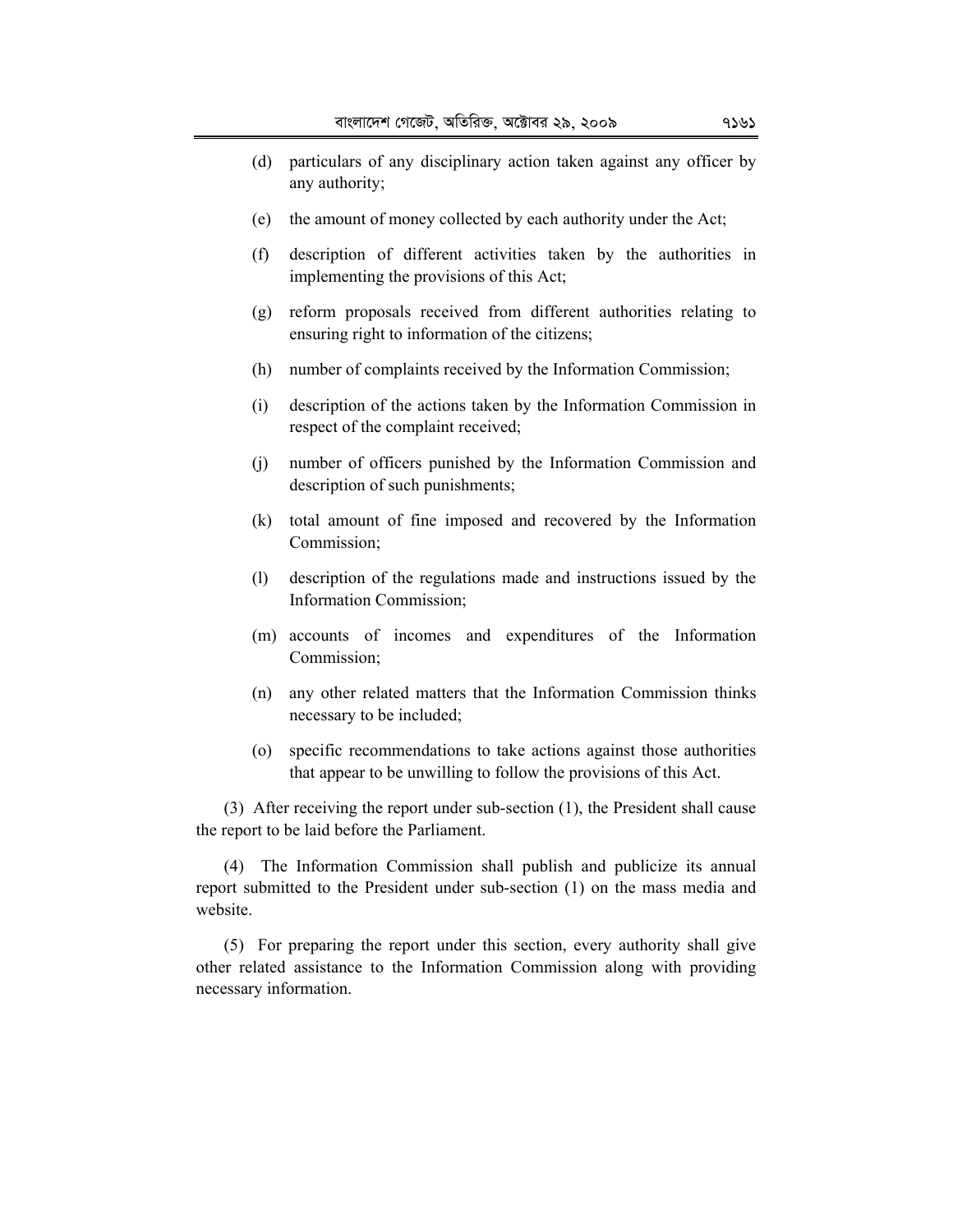(d) particulars of any disciplinary action taken against any officer by any authority;

(e) the amount of money collected by each authority under the Act;

(f) description of different activities taken by the authorities in implementing the provisions of this Act;

(g) reform proposals received from different authorities relating to ensuring right to information of the citizens;

(h) number of complaints received by the Information Commission;

(i) description of the actions taken by the Information Commission in respect of the complaint received;

(j) number of officers punished by the Information Commission and description of such punishments;

(k) total amount of fine imposed and recovered by the Information Commission;

(l) description of the regulations made and instructions issued by the Information Commission;

(m) accounts of incomes and expenditures of the Information Commission;

(n) any other related matters that the Information Commission thinks necessary to be included;

(o) specific recommendations to take actions against those authorities that appear to be unwilling to follow the provisions of this Act.

(3) After receiving the report under sub-section (1), the President shall cause the report to be laid before the Parliament.

(4) The Information Commission shall publish and publicize its annual report submitted to the President under sub-section (1) on the mass media and website.

(5) For preparing the report under this section, every authority shall give other related assistance to the Information Commission along with providing necessary information.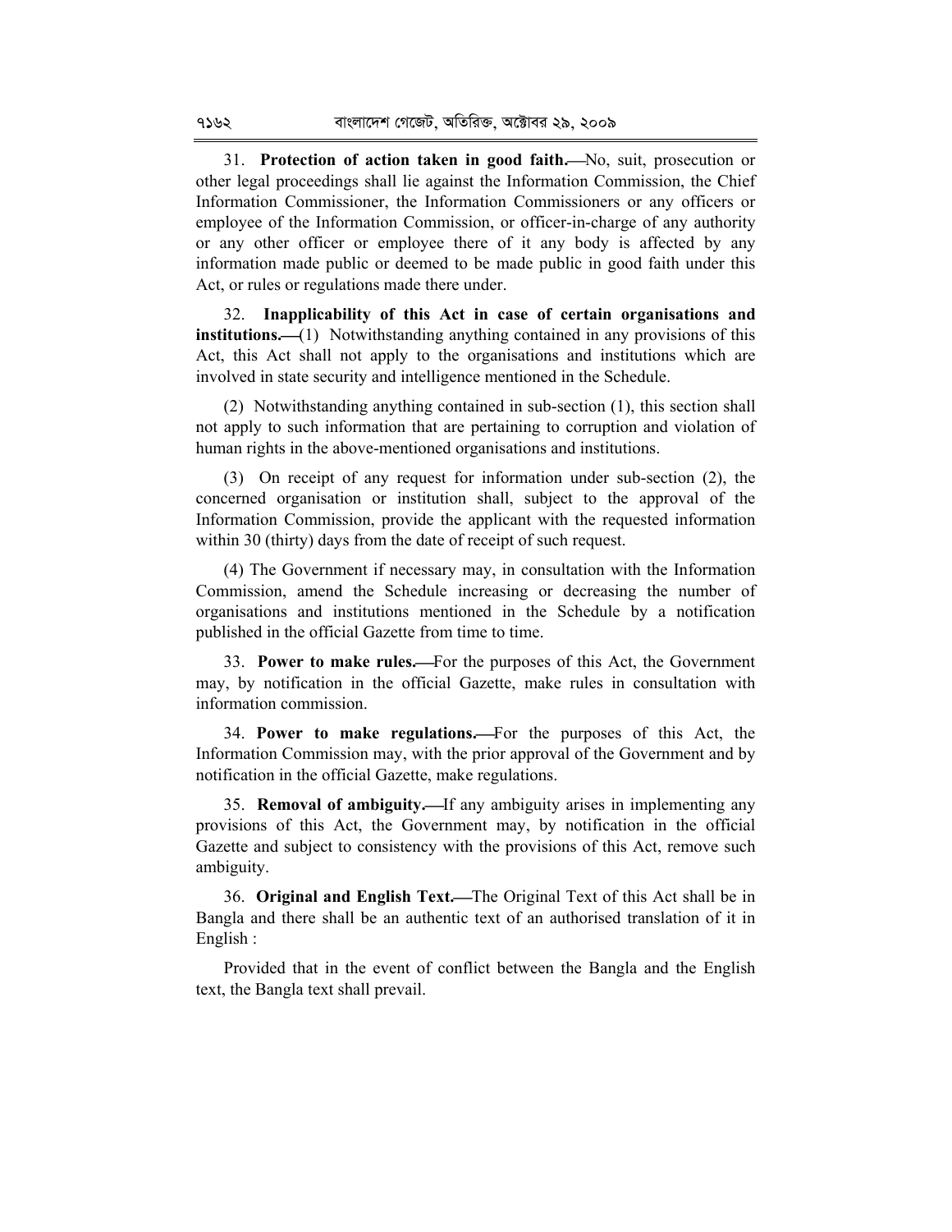31. **Protection of action taken in good faith.**—No, suit, prosecution or other legal proceedings shall lie against the Information Commission, the Chief Information Commissioner, the Information Commissioners or any officers or employee of the Information Commission, or officer-in-charge of any authority or any other officer or employee there of it any body is affected by any information made public or deemed to be made public in good faith under this Act, or rules or regulations made there under.

32. **Inapplicability of this Act in case of certain organisations and institutions.**—(1) Notwithstanding anything contained in any provisions of this Act, this Act shall not apply to the organisations and institutions which are involved in state security and intelligence mentioned in the Schedule.

(2) Notwithstanding anything contained in sub-section (1), this section shall not apply to such information that are pertaining to corruption and violation of human rights in the above-mentioned organisations and institutions.

(3) On receipt of any request for information under sub-section (2), the concerned organisation or institution shall, subject to the approval of the Information Commission, provide the applicant with the requested information within 30 (thirty) days from the date of receipt of such request.

(4) The Government if necessary may, in consultation with the Information Commission, amend the Schedule increasing or decreasing the number of organisations and institutions mentioned in the Schedule by a notification published in the official Gazette from time to time.

33. **Power to make rules.**—For the purposes of this Act, the Government may, by notification in the official Gazette, make rules in consultation with information commission.

34. **Power to make regulations.**—For the purposes of this Act, the Information Commission may, with the prior approval of the Government and by notification in the official Gazette, make regulations.

35. **Removal of ambiguity.**—If any ambiguity arises in implementing any provisions of this Act, the Government may, by notification in the official Gazette and subject to consistency with the provisions of this Act, remove such ambiguity.

36. **Original and English Text.**—The Original Text of this Act shall be in Bangla and there shall be an authentic text of an authorised translation of it in English :

Provided that in the event of conflict between the Bangla and the English text, the Bangla text shall prevail.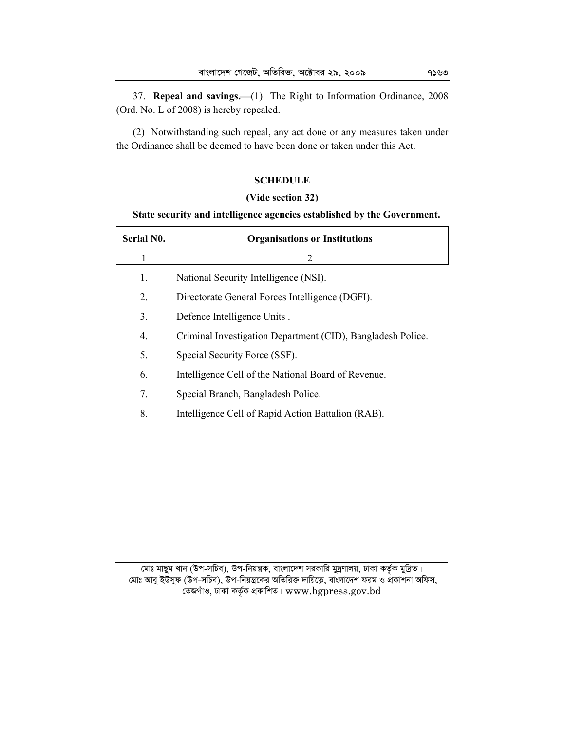37. **Repeal and savings.—**(1) The Right to Information Ordinance, 2008 (Ord. No. L of 2008) is hereby repealed.

(2) Notwithstanding such repeal, any act done or any measures taken under the Ordinance shall be deemed to have been done or taken under this Act.

## SCHEDULE

### (Vide section 32)

**State security and intelligence agencies established by the Government.**

| Serial N0. | Organisations or Institutions |
|---|---|
| 1 | 2 |
| 1. | National Security Intelligence (NSI). |
| 2. | Directorate General Forces Intelligence (DGFI). |
| 3. | Defence Intelligence Units . |
| 4. | Criminal Investigation Department (CID), Bangladesh Police. |
| 5. | Special Security Force (SSF). |
| 6. | Intelligence Cell of the National Board of Revenue. |
| 7. | Special Branch, Bangladesh Police. |
| 8. | Intelligence Cell of Rapid Action Battalion (RAB). |

মোঃ মাছুম খান (উপ-সচিব), উপ-নিয়ন্ত্রক, বাংলাদেশ সরকারি মুদ্রণালয়, ঢাকা কর্তৃক মুদ্রিত।
মোঃ আবু ইউসুফ (উপ-সচিব), উপ-নিয়ন্ত্রকের অতিরিক্ত দায়িত্বে, বাংলাদেশ ফরম ও প্রকাশনা অফিস, তেজগাঁও, ঢাকা কর্তৃক প্রকাশিত। www.bgpress.gov.bd